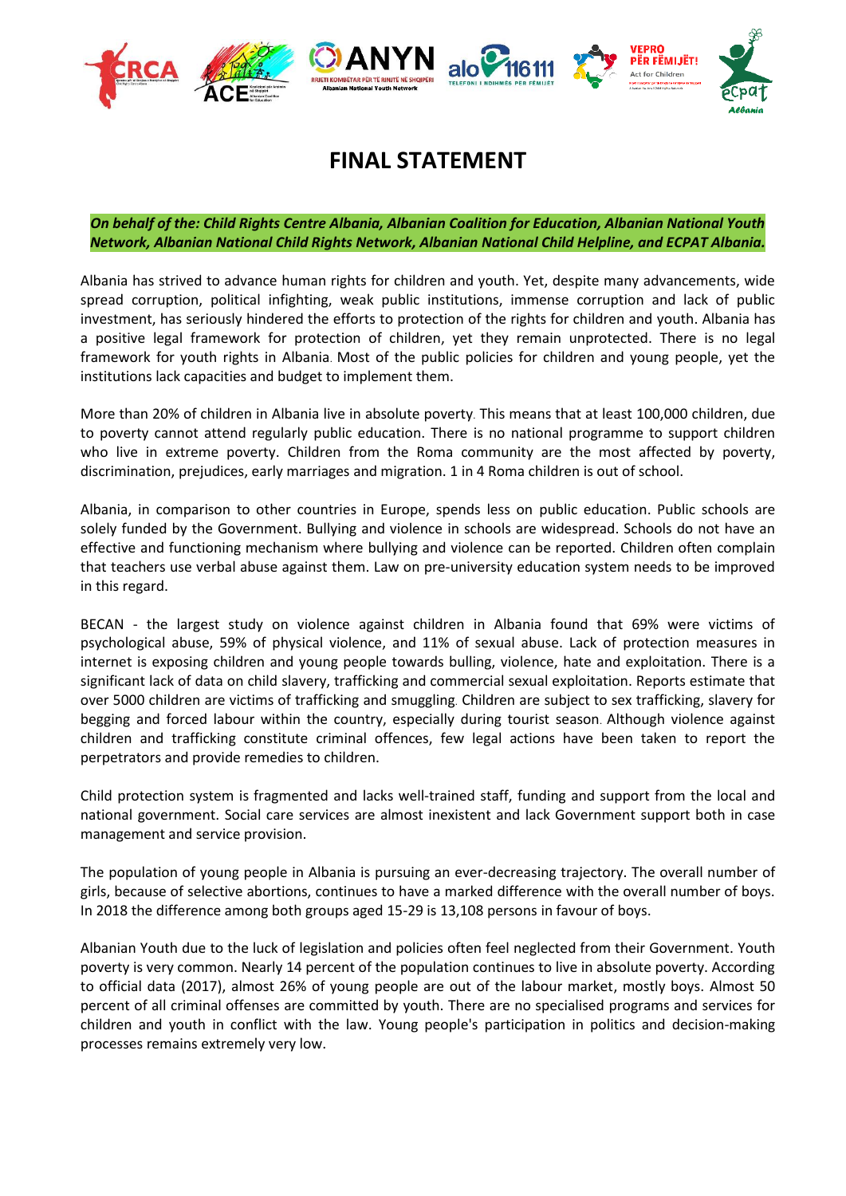# FINAL STATEMENT

***On behalf of the: Child Rights Centre Albania, Albanian Coalition for Education, Albanian National Youth Network, Albanian National Child Rights Network, Albanian National Child Helpline, and ECPAT Albania.***

Albania has strived to advance human rights for children and youth. Yet, despite many advancements, wide spread corruption, political infighting, weak public institutions, immense corruption and lack of public investment, has seriously hindered the efforts to protection of the rights for children and youth. Albania has a positive legal framework for protection of children, yet they remain unprotected. There is no legal framework for youth rights in Albania. Most of the public policies for children and young people, yet the institutions lack capacities and budget to implement them.

More than 20% of children in Albania live in absolute poverty. This means that at least 100,000 children, due to poverty cannot attend regularly public education. There is no national programme to support children who live in extreme poverty. Children from the Roma community are the most affected by poverty, discrimination, prejudices, early marriages and migration. 1 in 4 Roma children is out of school.

Albania, in comparison to other countries in Europe, spends less on public education. Public schools are solely funded by the Government. Bullying and violence in schools are widespread. Schools do not have an effective and functioning mechanism where bullying and violence can be reported. Children often complain that teachers use verbal abuse against them. Law on pre-university education system needs to be improved in this regard.

BECAN - the largest study on violence against children in Albania found that 69% were victims of psychological abuse, 59% of physical violence, and 11% of sexual abuse. Lack of protection measures in internet is exposing children and young people towards bulling, violence, hate and exploitation. There is a significant lack of data on child slavery, trafficking and commercial sexual exploitation. Reports estimate that over 5000 children are victims of trafficking and smuggling. Children are subject to sex trafficking, slavery for begging and forced labour within the country, especially during tourist season. Although violence against children and trafficking constitute criminal offences, few legal actions have been taken to report the perpetrators and provide remedies to children.

Child protection system is fragmented and lacks well-trained staff, funding and support from the local and national government. Social care services are almost inexistent and lack Government support both in case management and service provision.

The population of young people in Albania is pursuing an ever-decreasing trajectory. The overall number of girls, because of selective abortions, continues to have a marked difference with the overall number of boys. In 2018 the difference among both groups aged 15-29 is 13,108 persons in favour of boys.

Albanian Youth due to the luck of legislation and policies often feel neglected from their Government. Youth poverty is very common. Nearly 14 percent of the population continues to live in absolute poverty. According to official data (2017), almost 26% of young people are out of the labour market, mostly boys. Almost 50 percent of all criminal offenses are committed by youth. There are no specialised programs and services for children and youth in conflict with the law. Young people's participation in politics and decision-making processes remains extremely very low.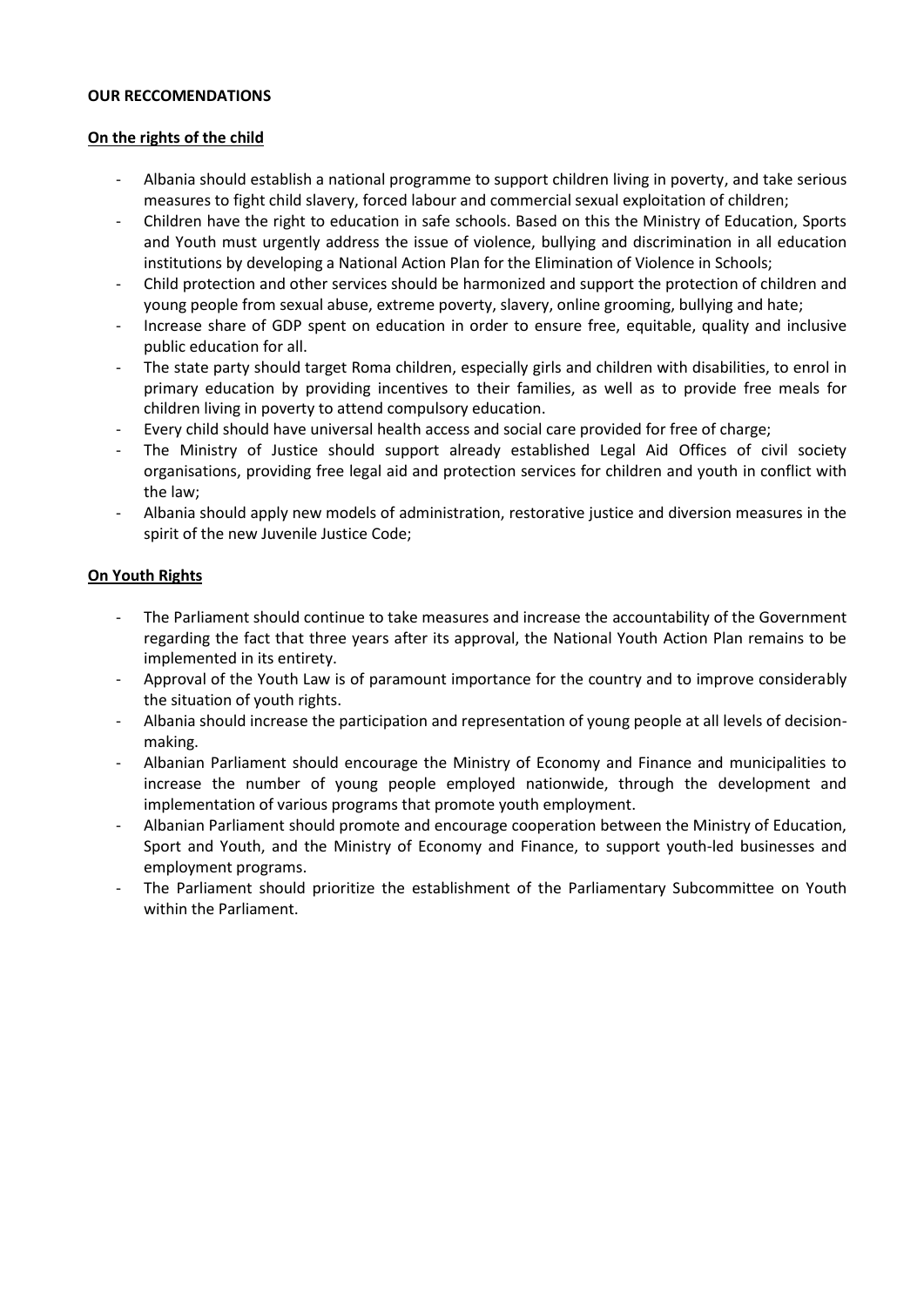**OUR RECCOMENDATIONS**

**On the rights of the child**

- Albania should establish a national programme to support children living in poverty, and take serious measures to fight child slavery, forced labour and commercial sexual exploitation of children;
- Children have the right to education in safe schools. Based on this the Ministry of Education, Sports and Youth must urgently address the issue of violence, bullying and discrimination in all education institutions by developing a National Action Plan for the Elimination of Violence in Schools;
- Child protection and other services should be harmonized and support the protection of children and young people from sexual abuse, extreme poverty, slavery, online grooming, bullying and hate;
- Increase share of GDP spent on education in order to ensure free, equitable, quality and inclusive public education for all.
- The state party should target Roma children, especially girls and children with disabilities, to enrol in primary education by providing incentives to their families, as well as to provide free meals for children living in poverty to attend compulsory education.
- Every child should have universal health access and social care provided for free of charge;
- The Ministry of Justice should support already established Legal Aid Offices of civil society organisations, providing free legal aid and protection services for children and youth in conflict with the law;
- Albania should apply new models of administration, restorative justice and diversion measures in the spirit of the new Juvenile Justice Code;

**On Youth Rights**

- The Parliament should continue to take measures and increase the accountability of the Government regarding the fact that three years after its approval, the National Youth Action Plan remains to be implemented in its entirety.
- Approval of the Youth Law is of paramount importance for the country and to improve considerably the situation of youth rights.
- Albania should increase the participation and representation of young people at all levels of decision-making.
- Albanian Parliament should encourage the Ministry of Economy and Finance and municipalities to increase the number of young people employed nationwide, through the development and implementation of various programs that promote youth employment.
- Albanian Parliament should promote and encourage cooperation between the Ministry of Education, Sport and Youth, and the Ministry of Economy and Finance, to support youth-led businesses and employment programs.
- The Parliament should prioritize the establishment of the Parliamentary Subcommittee on Youth within the Parliament.